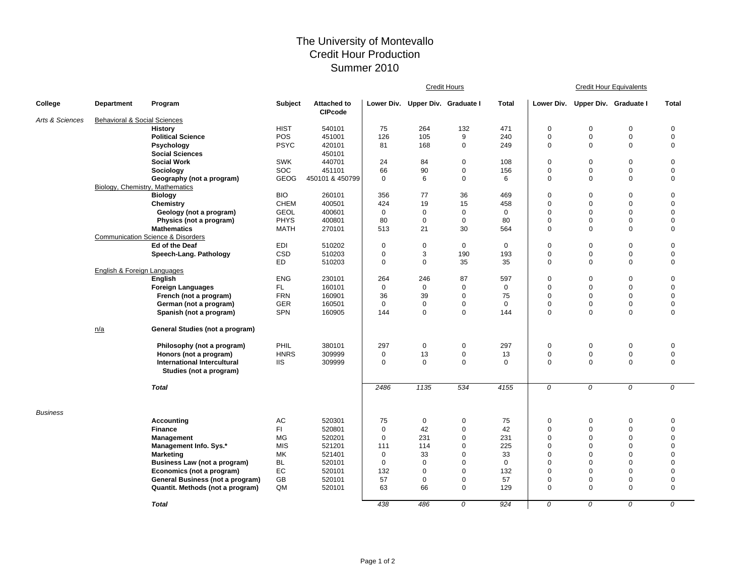# The University of Montevallo
## Credit Hour Production
## Summer 2010

| College | Department | Program | Subject | Attached to CIPcode | Credit Hours: Lower Div. | Credit Hours: Upper Div. | Credit Hours: Graduate I | Credit Hours: Total | Credit Hour Equivalents: Lower Div. | Credit Hour Equivalents: Upper Div. | Credit Hour Equivalents: Graduate I | Credit Hour Equivalents: Total |
|---|---|---|---|---|---|---|---|---|---|---|---|---|
| *Arts & Sciences* | Behavioral & Social Sciences | | | | | | | | | | | |
| | | **History** | HIST | 540101 | 75 | 264 | 132 | 471 | 0 | 0 | 0 | 0 |
| | | **Political Science** | POS | 451001 | 126 | 105 | 9 | 240 | 0 | 0 | 0 | 0 |
| | | **Psychology** | PSYC | 420101 | 81 | 168 | 0 | 249 | 0 | 0 | 0 | 0 |
| | | **Social Sciences** | | 450101 | | | | | | | | |
| | | **Social Work** | SWK | 440701 | 24 | 84 | 0 | 108 | 0 | 0 | 0 | 0 |
| | | **Sociology** | SOC | 451101 | 66 | 90 | 0 | 156 | 0 | 0 | 0 | 0 |
| | | **Geography (not a program)** | GEOG | 450101 & 450799 | 0 | 6 | 0 | 6 | 0 | 0 | 0 | 0 |
| | Biology, Chemistry, Mathematics | | | | | | | | | | | |
| | | **Biology** | BIO | 260101 | 356 | 77 | 36 | 469 | 0 | 0 | 0 | 0 |
| | | **Chemistry** | CHEM | 400501 | 424 | 19 | 15 | 458 | 0 | 0 | 0 | 0 |
| | | **Geology (not a program)** | GEOL | 400601 | 0 | 0 | 0 | 0 | 0 | 0 | 0 | 0 |
| | | **Physics (not a program)** | PHYS | 400801 | 80 | 0 | 0 | 80 | 0 | 0 | 0 | 0 |
| | | **Mathematics** | MATH | 270101 | 513 | 21 | 30 | 564 | 0 | 0 | 0 | 0 |
| | Communication Science & Disorders | | | | | | | | | | | |
| | | **Ed of the Deaf** | EDI | 510202 | 0 | 0 | 0 | 0 | 0 | 0 | 0 | 0 |
| | | **Speech-Lang. Pathology** | CSD | 510203 | 0 | 3 | 190 | 193 | 0 | 0 | 0 | 0 |
| | | | ED | 510203 | 0 | 0 | 35 | 35 | 0 | 0 | 0 | 0 |
| | English & Foreign Languages | | | | | | | | | | | |
| | | **English** | ENG | 230101 | 264 | 246 | 87 | 597 | 0 | 0 | 0 | 0 |
| | | **Foreign Languages** | FL | 160101 | 0 | 0 | 0 | 0 | 0 | 0 | 0 | 0 |
| | | **French (not a program)** | FRN | 160901 | 36 | 39 | 0 | 75 | 0 | 0 | 0 | 0 |
| | | **German (not a program)** | GER | 160501 | 0 | 0 | 0 | 0 | 0 | 0 | 0 | 0 |
| | | **Spanish (not a program)** | SPN | 160905 | 144 | 0 | 0 | 144 | 0 | 0 | 0 | 0 |
| | n/a | **General Studies (not a program)** | | | | | | | | | | |
| | | **Philosophy (not a program)** | PHIL | 380101 | 297 | 0 | 0 | 297 | 0 | 0 | 0 | 0 |
| | | **Honors (not a program)** | HNRS | 309999 | 0 | 13 | 0 | 13 | 0 | 0 | 0 | 0 |
| | | **International Intercultural Studies (not a program)** | IIS | 309999 | 0 | 0 | 0 | 0 | 0 | 0 | 0 | 0 |
| | | ***Total*** | | | *2486* | *1135* | *534* | *4155* | *0* | *0* | *0* | *0* |
| *Business* | | | | | | | | | | | | |
| | | **Accounting** | AC | 520301 | 75 | 0 | 0 | 75 | 0 | 0 | 0 | 0 |
| | | **Finance** | FI | 520801 | 0 | 42 | 0 | 42 | 0 | 0 | 0 | 0 |
| | | **Management** | MG | 520201 | 0 | 231 | 0 | 231 | 0 | 0 | 0 | 0 |
| | | **Management Info. Sys.*** | MIS | 521201 | 111 | 114 | 0 | 225 | 0 | 0 | 0 | 0 |
| | | **Marketing** | MK | 521401 | 0 | 33 | 0 | 33 | 0 | 0 | 0 | 0 |
| | | **Business Law (not a program)** | BL | 520101 | 0 | 0 | 0 | 0 | 0 | 0 | 0 | 0 |
| | | **Economics (not a program)** | EC | 520101 | 132 | 0 | 0 | 132 | 0 | 0 | 0 | 0 |
| | | **General Business (not a program)** | GB | 520101 | 57 | 0 | 0 | 57 | 0 | 0 | 0 | 0 |
| | | **Quantit. Methods (not a program)** | QM | 520101 | 63 | 66 | 0 | 129 | 0 | 0 | 0 | 0 |
| | | ***Total*** | | | *438* | *486* | *0* | *924* | *0* | *0* | *0* | *0* |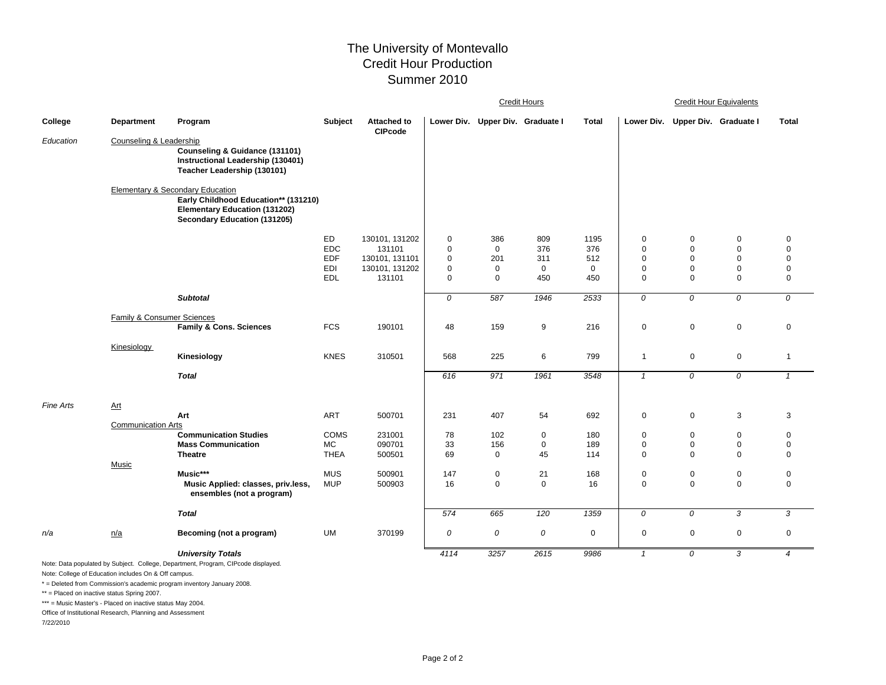# The University of Montevallo
## Credit Hour Production
## Summer 2010

| College | Department | Program | Subject | Attached to CIPcode | Credit Hours Lower Div. | Credit Hours Upper Div. | Credit Hours Graduate I | Credit Hours Total | Credit Hour Equivalents Lower Div. | Credit Hour Equivalents Upper Div. | Credit Hour Equivalents Graduate I | Credit Hour Equivalents Total |
|---|---|---|---|---|---|---|---|---|---|---|---|---|
| *Education* | Counseling & Leadership | | | | | | | | | | | |
| | | **Counseling & Guidance (131101)** | | | | | | | | | | |
| | | **Instructional Leadership (130401)** | | | | | | | | | | |
| | | **Teacher Leadership (130101)** | | | | | | | | | | |
| | Elementary & Secondary Education | | | | | | | | | | | |
| | | **Early Childhood Education** (131210)** | | | | | | | | | | |
| | | **Elementary Education (131202)** | | | | | | | | | | |
| | | **Secondary Education (131205)** | | | | | | | | | | |
| | | | ED | 130101, 131202 | 0 | 386 | 809 | 1195 | 0 | 0 | 0 | 0 |
| | | | EDC | 131101 | 0 | 0 | 376 | 376 | 0 | 0 | 0 | 0 |
| | | | EDF | 130101, 131101 | 0 | 201 | 311 | 512 | 0 | 0 | 0 | 0 |
| | | | EDI | 130101, 131202 | 0 | 0 | 0 | 0 | 0 | 0 | 0 | 0 |
| | | | EDL | 131101 | 0 | 0 | 450 | 450 | 0 | 0 | 0 | 0 |
| | | ***Subtotal*** | | | *0* | *587* | *1946* | *2533* | *0* | *0* | *0* | *0* |
| | Family & Consumer Sciences | | | | | | | | | | | |
| | | **Family & Cons. Sciences** | FCS | 190101 | 48 | 159 | 9 | 216 | 0 | 0 | 0 | 0 |
| | Kinesiology | | | | | | | | | | | |
| | | **Kinesiology** | KNES | 310501 | 568 | 225 | 6 | 799 | 1 | 0 | 0 | 1 |
| | | ***Total*** | | | *616* | *971* | *1961* | *3548* | *1* | *0* | *0* | *1* |
| *Fine Arts* | Art | | | | | | | | | | | |
| | | **Art** | ART | 500701 | 231 | 407 | 54 | 692 | 0 | 0 | 3 | 3 |
| | Communication Arts | | | | | | | | | | | |
| | | **Communication Studies** | COMS | 231001 | 78 | 102 | 0 | 180 | 0 | 0 | 0 | 0 |
| | | **Mass Communication** | MC | 090701 | 33 | 156 | 0 | 189 | 0 | 0 | 0 | 0 |
| | | **Theatre** | THEA | 500501 | 69 | 0 | 45 | 114 | 0 | 0 | 0 | 0 |
| | Music | | | | | | | | | | | |
| | | **Music***** | MUS | 500901 | 147 | 0 | 21 | 168 | 0 | 0 | 0 | 0 |
| | | **Music Applied: classes, priv.less, ensembles (not a program)** | MUP | 500903 | 16 | 0 | 0 | 16 | 0 | 0 | 0 | 0 |
| | | ***Total*** | | | *574* | *665* | *120* | *1359* | *0* | *0* | *3* | *3* |
| *n/a* | n/a | **Becoming (not a program)** | UM | 370199 | *0* | *0* | *0* | 0 | 0 | 0 | 0 | 0 |
| | | ***University Totals*** | | | *4114* | *3257* | *2615* | *9986* | *1* | *0* | *3* | *4* |

Note: Data populated by Subject. College, Department, Program, CIPcode displayed.

Note: College of Education includes On & Off campus.

* = Deleted from Commission's academic program inventory January 2008.

** = Placed on inactive status Spring 2007.

*** = Music Master's - Placed on inactive status May 2004.

Office of Institutional Research, Planning and Assessment

7/22/2010